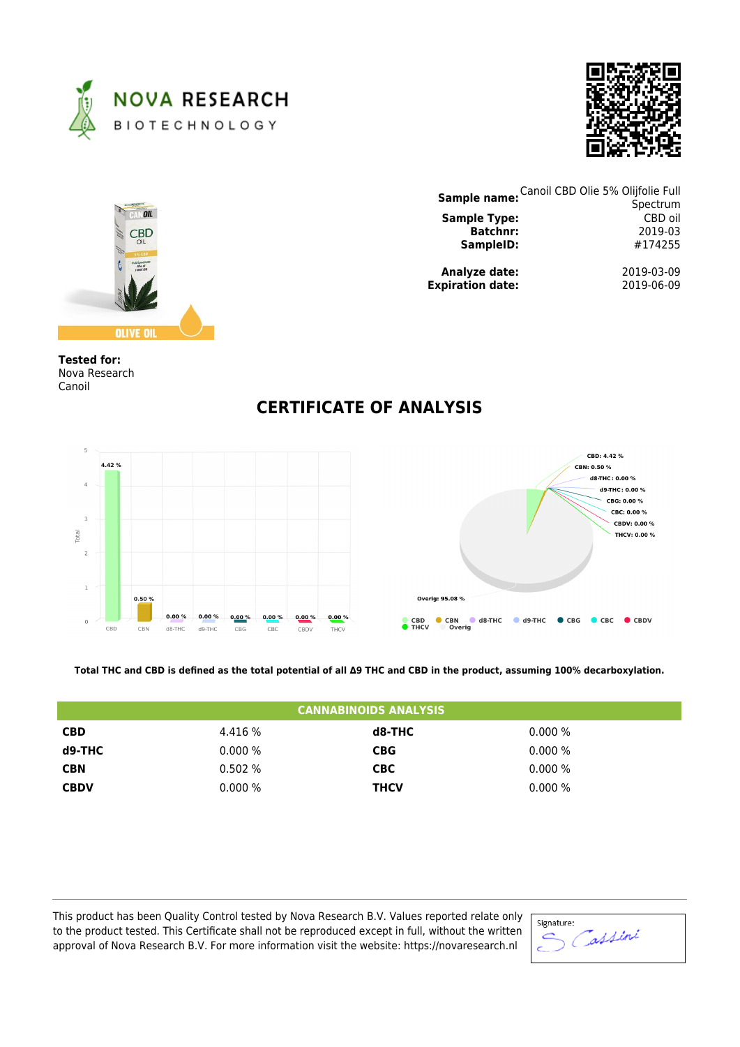**NOVA RESEARCH**
BIOTECHNOLOGY

| | |
|---|---|
| **Sample name:** | Canoil CBD Olie 5% Olijfolie Full Spectrum |
| **Sample Type:** | CBD oil |
| **Batchnr:** | 2019-03 |
| **SampleID:** | #174255 |
| **Analyze date:** | 2019-03-09 |
| **Expiration date:** | 2019-06-09 |

**Tested for:**
Nova Research
Canoil

# CERTIFICATE OF ANALYSIS

**Total THC and CBD is defined as the total potential of all Δ9 THC and CBD in the product, assuming 100% decarboxylation.**

| CANNABINOIDS ANALYSIS | | | |
|---|---|---|---|
| **CBD** | 4.416 % | **d8-THC** | 0.000 % |
| **d9-THC** | 0.000 % | **CBG** | 0.000 % |
| **CBN** | 0.502 % | **CBC** | 0.000 % |
| **CBDV** | 0.000 % | **THCV** | 0.000 % |

This product has been Quality Control tested by Nova Research B.V. Values reported relate only to the product tested. This Certificate shall not be reproduced except in full, without the written approval of Nova Research B.V. For more information visit the website: https://novaresearch.nl

Signature: S Cassini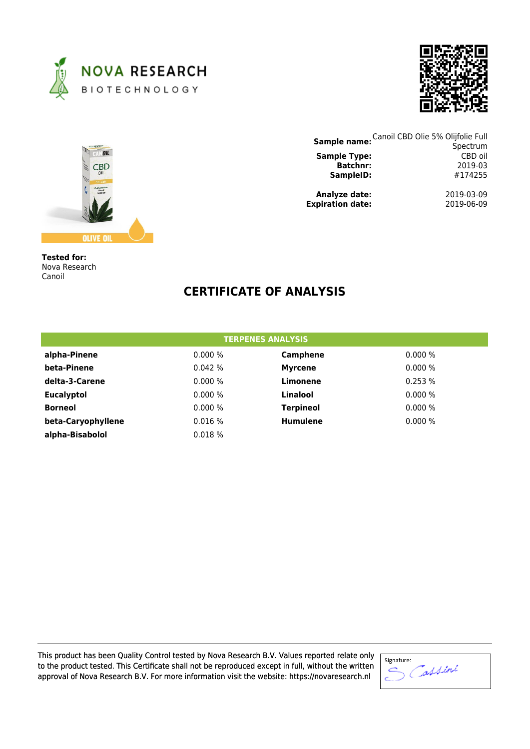**Sample name:** Canoil CBD Olie 5% Olijfolie Full Spectrum
**Sample Type:** CBD oil
**Batchnr:** 2019-03
**SampleID:** #174255

**Analyze date:** 2019-03-09
**Expiration date:** 2019-06-09

**Tested for:**
Nova Research
Canoil

# CERTIFICATE OF ANALYSIS

| TERPENES ANALYSIS | | | |
|---|---|---|---|
| **alpha-Pinene** | 0.000 % | **Camphene** | 0.000 % |
| **beta-Pinene** | 0.042 % | **Myrcene** | 0.000 % |
| **delta-3-Carene** | 0.000 % | **Limonene** | 0.253 % |
| **Eucalyptol** | 0.000 % | **Linalool** | 0.000 % |
| **Borneol** | 0.000 % | **Terpineol** | 0.000 % |
| **beta-Caryophyllene** | 0.016 % | **Humulene** | 0.000 % |
| **alpha-Bisabolol** | 0.018 % | | |

This product has been Quality Control tested by Nova Research B.V. Values reported relate only to the product tested. This Certificate shall not be reproduced except in full, without the written approval of Nova Research B.V. For more information visit the website: https://novaresearch.nl

Signature: S Cassini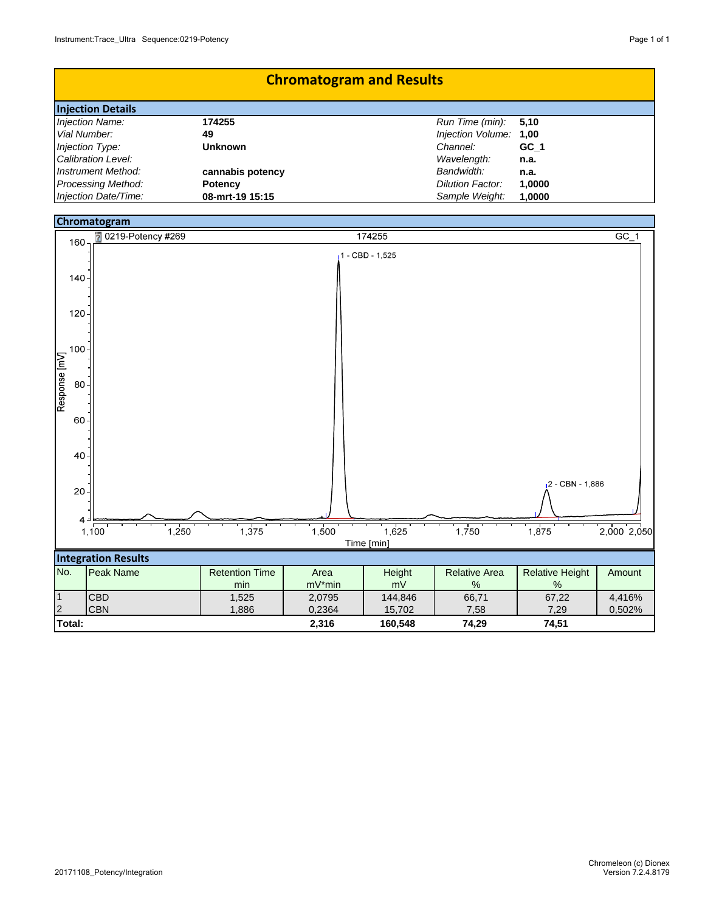# Chromatogram and Results

## Injection Details

| | | | |
|---|---|---|---|
| *Injection Name:* | **174255** | *Run Time (min):* | **5,10** |
| *Vial Number:* | **49** | *Injection Volume:* | **1,00** |
| *Injection Type:* | **Unknown** | *Channel:* | **GC_1** |
| *Calibration Level:* | | *Wavelength:* | **n.a.** |
| *Instrument Method:* | **cannabis potency** | *Bandwidth:* | **n.a.** |
| *Processing Method:* | **Potency** | *Dilution Factor:* | **1,0000** |
| *Injection Date/Time:* | **08-mrt-19 15:15** | *Sample Weight:* | **1,0000** |

## Chromatogram

0219-Potency #269 — 174255 — GC_1

1 - CBD - 1,525

2 - CBN - 1,886

Response [mV] vs. Time [min]

## Integration Results

| No. | Peak Name | Retention Time min | Area mV*min | Height mV | Relative Area % | Relative Height % | Amount |
|---|---|---|---|---|---|---|---|
| 1 | CBD | 1,525 | 2,0795 | 144,846 | 66,71 | 67,22 | 4,416% |
| 2 | CBN | 1,886 | 0,2364 | 15,702 | 7,58 | 7,29 | 0,502% |
| **Total:** | | | **2,316** | **160,548** | **74,29** | **74,51** | |

20171108_Potency/Integration

Chromeleon (c) Dionex Version 7.2.4.8179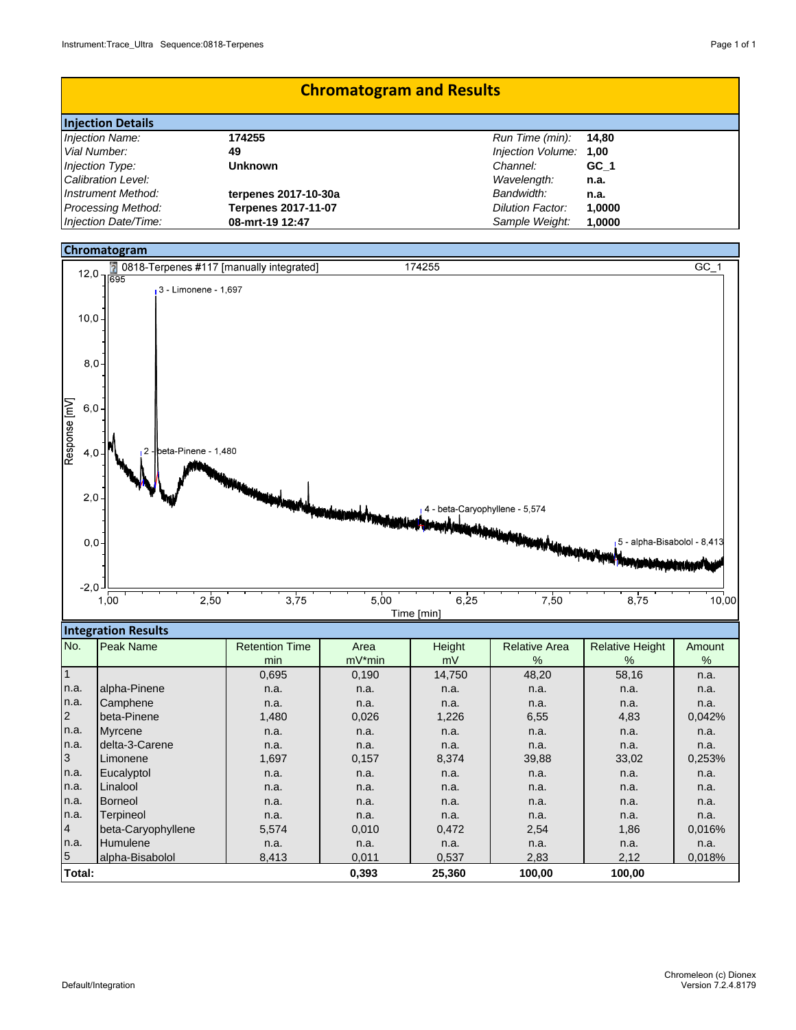Instrument:Trace_Ultra Sequence:0818-Terpenes

# Chromatogram and Results

## Injection Details

| | | | |
|---|---|---|---|
| *Injection Name:* | **174255** | *Run Time (min):* | **14,80** |
| *Vial Number:* | **49** | *Injection Volume:* | **1,00** |
| *Injection Type:* | **Unknown** | *Channel:* | **GC_1** |
| *Calibration Level:* | | *Wavelength:* | **n.a.** |
| *Instrument Method:* | **terpenes 2017-10-30a** | *Bandwidth:* | **n.a.** |
| *Processing Method:* | **Terpenes 2017-11-07** | *Dilution Factor:* | **1,0000** |
| *Injection Date/Time:* | **08-mrt-19 12:47** | *Sample Weight:* | **1,0000** |

## Chromatogram

0818-Terpenes #117 [manually integrated]
174255
GC_1
Response [mV]
Time [min]
695
3 - Limonene - 1,697
2 - beta-Pinene - 1,480
4 - beta-Caryophyllene - 5,574
5 - alpha-Bisabolol - 8,413
12,0
10,0
8,0
6,0
4,0
2,0
0,0
-2,0
1,00
2,50
3,75
5,00
6,25
7,50
8,75
10,00

## Integration Results

| No. | Peak Name | Retention Time min | Area mV*min | Height mV | Relative Area % | Relative Height % | Amount % |
|---|---|---|---|---|---|---|---|
| 1 | | 0,695 | 0,190 | 14,750 | 48,20 | 58,16 | n.a. |
| n.a. | alpha-Pinene | n.a. | n.a. | n.a. | n.a. | n.a. | n.a. |
| n.a. | Camphene | n.a. | n.a. | n.a. | n.a. | n.a. | n.a. |
| 2 | beta-Pinene | 1,480 | 0,026 | 1,226 | 6,55 | 4,83 | 0,042% |
| n.a. | Myrcene | n.a. | n.a. | n.a. | n.a. | n.a. | n.a. |
| n.a. | delta-3-Carene | n.a. | n.a. | n.a. | n.a. | n.a. | n.a. |
| 3 | Limonene | 1,697 | 0,157 | 8,374 | 39,88 | 33,02 | 0,253% |
| n.a. | Eucalyptol | n.a. | n.a. | n.a. | n.a. | n.a. | n.a. |
| n.a. | Linalool | n.a. | n.a. | n.a. | n.a. | n.a. | n.a. |
| n.a. | Borneol | n.a. | n.a. | n.a. | n.a. | n.a. | n.a. |
| n.a. | Terpineol | n.a. | n.a. | n.a. | n.a. | n.a. | n.a. |
| 4 | beta-Caryophyllene | 5,574 | 0,010 | 0,472 | 2,54 | 1,86 | 0,016% |
| n.a. | Humulene | n.a. | n.a. | n.a. | n.a. | n.a. | n.a. |
| 5 | alpha-Bisabolol | 8,413 | 0,011 | 0,537 | 2,83 | 2,12 | 0,018% |
| **Total:** | | | **0,393** | **25,360** | **100,00** | **100,00** | |

Default/Integration

Chromeleon (c) Dionex
Version 7.2.4.8179